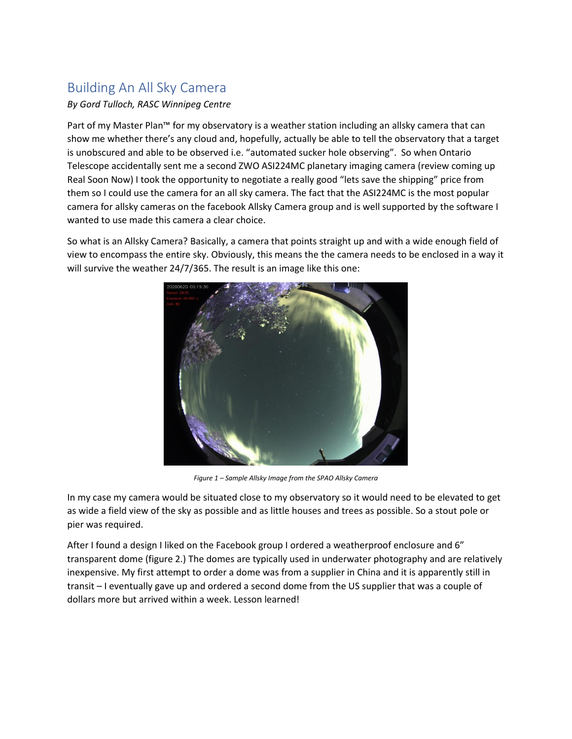# Building An All Sky Camera

*By Gord Tulloch, RASC Winnipeg Centre*

Part of my Master Plan™ for my observatory is a weather station including an allsky camera that can show me whether there's any cloud and, hopefully, actually be able to tell the observatory that a target is unobscured and able to be observed i.e. "automated sucker hole observing". So when Ontario Telescope accidentally sent me a second ZWO ASI224MC planetary imaging camera (review coming up Real Soon Now) I took the opportunity to negotiate a really good "lets save the shipping" price from them so I could use the camera for an all sky camera. The fact that the ASI224MC is the most popular camera for allsky cameras on the facebook Allsky Camera group and is well supported by the software I wanted to use made this camera a clear choice.

So what is an Allsky Camera? Basically, a camera that points straight up and with a wide enough field of view to encompass the entire sky. Obviously, this means the the camera needs to be enclosed in a way it will survive the weather 24/7/365. The result is an image like this one:

*Figure 1 – Sample Allsky Image from the SPAO Allsky Camera*

In my case my camera would be situated close to my observatory so it would need to be elevated to get as wide a field view of the sky as possible and as little houses and trees as possible. So a stout pole or pier was required.

After I found a design I liked on the Facebook group I ordered a weatherproof enclosure and 6" transparent dome (figure 2.) The domes are typically used in underwater photography and are relatively inexpensive. My first attempt to order a dome was from a supplier in China and it is apparently still in transit – I eventually gave up and ordered a second dome from the US supplier that was a couple of dollars more but arrived within a week. Lesson learned!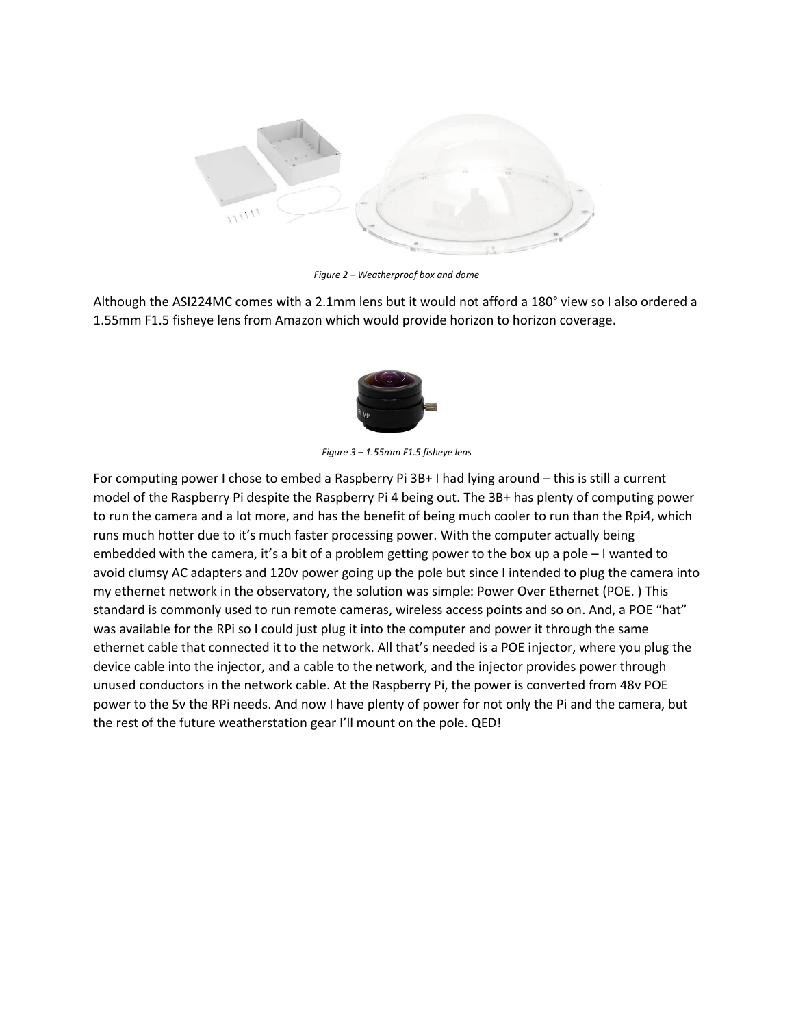*Figure 2 – Weatherproof box and dome*

Although the ASI224MC comes with a 2.1mm lens but it would not afford a 180° view so I also ordered a 1.55mm F1.5 fisheye lens from Amazon which would provide horizon to horizon coverage.

*Figure 3 – 1.55mm F1.5 fisheye lens*

For computing power I chose to embed a Raspberry Pi 3B+ I had lying around – this is still a current model of the Raspberry Pi despite the Raspberry Pi 4 being out. The 3B+ has plenty of computing power to run the camera and a lot more, and has the benefit of being much cooler to run than the Rpi4, which runs much hotter due to it's much faster processing power. With the computer actually being embedded with the camera, it's a bit of a problem getting power to the box up a pole – I wanted to avoid clumsy AC adapters and 120v power going up the pole but since I intended to plug the camera into my ethernet network in the observatory, the solution was simple: Power Over Ethernet (POE. ) This standard is commonly used to run remote cameras, wireless access points and so on. And, a POE "hat" was available for the RPi so I could just plug it into the computer and power it through the same ethernet cable that connected it to the network. All that's needed is a POE injector, where you plug the device cable into the injector, and a cable to the network, and the injector provides power through unused conductors in the network cable. At the Raspberry Pi, the power is converted from 48v POE power to the 5v the RPi needs. And now I have plenty of power for not only the Pi and the camera, but the rest of the future weatherstation gear I'll mount on the pole. QED!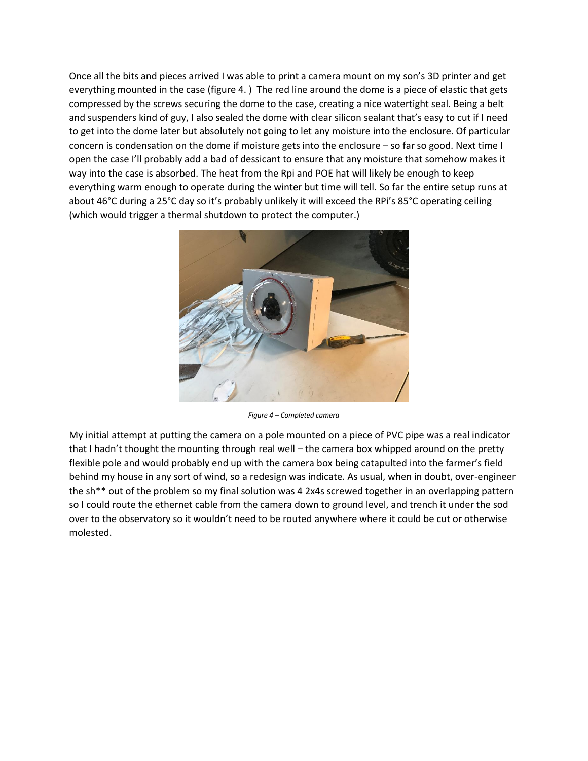Once all the bits and pieces arrived I was able to print a camera mount on my son's 3D printer and get everything mounted in the case (figure 4. ) The red line around the dome is a piece of elastic that gets compressed by the screws securing the dome to the case, creating a nice watertight seal. Being a belt and suspenders kind of guy, I also sealed the dome with clear silicon sealant that's easy to cut if I need to get into the dome later but absolutely not going to let any moisture into the enclosure. Of particular concern is condensation on the dome if moisture gets into the enclosure – so far so good. Next time I open the case I'll probably add a bad of dessicant to ensure that any moisture that somehow makes it way into the case is absorbed. The heat from the Rpi and POE hat will likely be enough to keep everything warm enough to operate during the winter but time will tell. So far the entire setup runs at about 46°C during a 25°C day so it's probably unlikely it will exceed the RPi's 85°C operating ceiling (which would trigger a thermal shutdown to protect the computer.)

*Figure 4 – Completed camera*

My initial attempt at putting the camera on a pole mounted on a piece of PVC pipe was a real indicator that I hadn't thought the mounting through real well – the camera box whipped around on the pretty flexible pole and would probably end up with the camera box being catapulted into the farmer's field behind my house in any sort of wind, so a redesign was indicate. As usual, when in doubt, over-engineer the sh** out of the problem so my final solution was 4 2x4s screwed together in an overlapping pattern so I could route the ethernet cable from the camera down to ground level, and trench it under the sod over to the observatory so it wouldn't need to be routed anywhere where it could be cut or otherwise molested.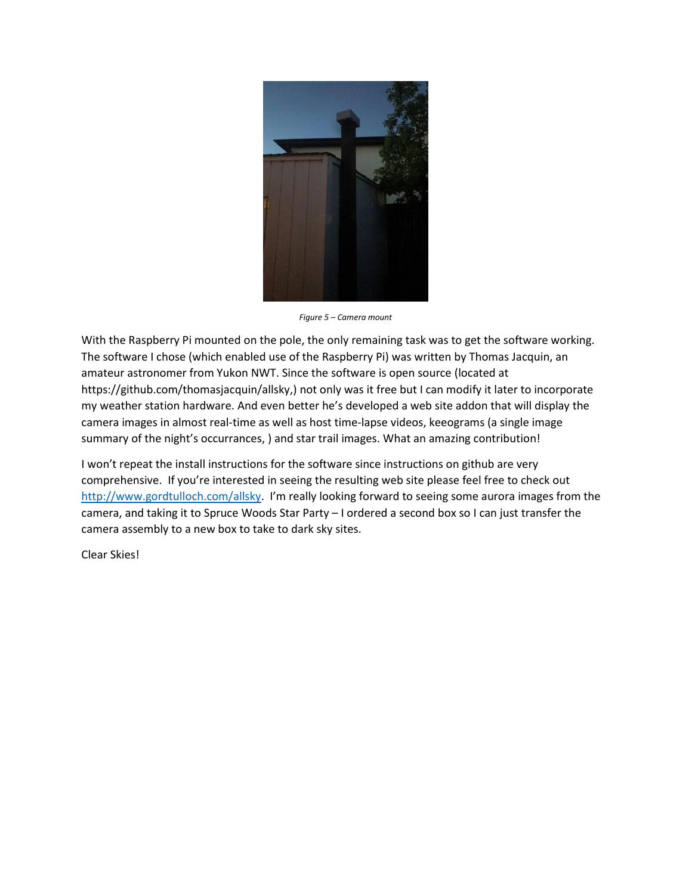*Figure 5 – Camera mount*

With the Raspberry Pi mounted on the pole, the only remaining task was to get the software working. The software I chose (which enabled use of the Raspberry Pi) was written by Thomas Jacquin, an amateur astronomer from Yukon NWT. Since the software is open source (located at https://github.com/thomasjacquin/allsky,) not only was it free but I can modify it later to incorporate my weather station hardware. And even better he's developed a web site addon that will display the camera images in almost real-time as well as host time-lapse videos, keeograms (a single image summary of the night's occurrances, ) and star trail images. What an amazing contribution!

I won't repeat the install instructions for the software since instructions on github are very comprehensive. If you're interested in seeing the resulting web site please feel free to check out [http://www.gordtulloch.com/allsky](http://www.gordtulloch.com/allsky). I'm really looking forward to seeing some aurora images from the camera, and taking it to Spruce Woods Star Party – I ordered a second box so I can just transfer the camera assembly to a new box to take to dark sky sites.

Clear Skies!